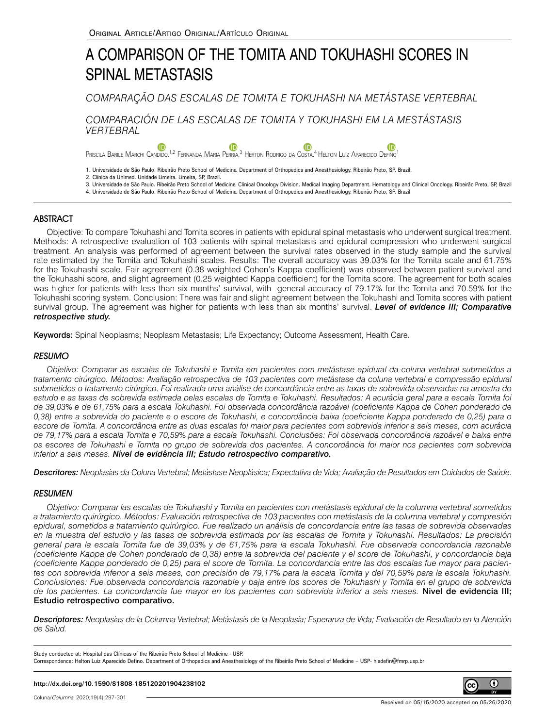Original Article/Artigo Original/Artículo Original

# A COMPARISON OF THE TOMITA AND TOKUHASHI SCORES IN SPINAL METASTASIS

*COMPARAÇÃO DAS ESCALAS DE TOMITA E TOKUHASHI NA METÁSTASE VERTEBRAL*

*COMPARACIÓN DE LAS ESCALAS DE TOMITA Y TOKUHASHI EM LA MESTÁSTASIS VERTEBRAL*

Priscila Barile Marchi Candido,[1,2] Fernanda Maria Perria,[3] Herton Rodrigo da Costa,[4] Helton Luiz Aparecido Defino[1]

1. Universidade de São Paulo. Ribeirão Preto School of Medicine. Department of Orthopedics and Anesthesiology. Ribeirão Preto, SP, Brazil.
2. Clínica da Unimed. Unidade Limeira. Limeira, SP, Brazil.
3. Universidade de São Paulo. Ribeirão Preto School of Medicine. Clinical Oncology Division. Medical Imaging Department. Hematology and Clinical Oncology. Ribeirão Preto, SP, Brazil
4. Universidade de São Paulo. Ribeirão Preto School of Medicine. Department of Orthopedics and Anesthesiology. Ribeirão Preto, SP. Brazil

## ABSTRACT

Objective: To compare Tokuhashi and Tomita scores in patients with epidural spinal metastasis who underwent surgical treatment. Methods: A retrospective evaluation of 103 patients with spinal metastasis and epidural compression who underwent surgical treatment. An analysis was performed of agreement between the survival rates observed in the study sample and the survival rate estimated by the Tomita and Tokuhashi scales. Results: The overall accuracy was 39.03% for the Tomita scale and 61.75% for the Tokuhashi scale. Fair agreement (0.38 weighted Cohen's Kappa coefficient) was observed between patient survival and the Tokuhashi score, and slight agreement (0.25 weighted Kappa coefficient) for the Tomita score. The agreement for both scales was higher for patients with less than six months' survival, with general accuracy of 79.17% for the Tomita and 70.59% for the Tokuhashi scoring system. Conclusion: There was fair and slight agreement between the Tokuhashi and Tomita scores with patient survival group. The agreement was higher for patients with less than six months' survival. ***Level of evidence III; Comparative retrospective study.***

**Keywords:** Spinal Neoplasms; Neoplasm Metastasis; Life Expectancy; Outcome Assessment, Health Care.

## *RESUMO*

*Objetivo: Comparar as escalas de Tokuhashi e Tomita em pacientes com metástase epidural da coluna vertebral submetidos a tratamento cirúrgico. Métodos: Avaliação retrospectiva de 103 pacientes com metástase da coluna vertebral e compressão epidural submetidos o tratamento cirúrgico. Foi realizada uma análise de concordância entre as taxas de sobrevida observadas na amostra do estudo e as taxas de sobrevida estimada pelas escalas de Tomita e Tokuhashi. Resultados: A acurácia geral para a escala Tomita foi de 39,03% e de 61,75% para a escala Tokuhashi. Foi observada concordância razoável (coeficiente Kappa de Cohen ponderado de 0,38) entre a sobrevida do paciente e o escore de Tokuhashi, e concordância baixa (coeficiente Kappa ponderado de 0,25) para o escore de Tomita. A concordância entre as duas escalas foi maior para pacientes com sobrevida inferior a seis meses, com acurácia de 79,17% para a escala Tomita e 70,59% para a escala Tokuhashi. Conclusões: Foi observada concordância razoável e baixa entre os escores de Tokuhashi e Tomita no grupo de sobrevida dos pacientes. A concordância foi maior nos pacientes com sobrevida inferior a seis meses.* ***Nível de evidência III; Estudo retrospectivo comparativo.***

***Descritores:*** *Neoplasias da Coluna Vertebral; Metástase Neoplásica; Expectativa de Vida; Avaliação de Resultados em Cuidados de Saúde.*

## *RESUMEN*

*Objetivo: Comparar las escalas de Tokuhashi y Tomita en pacientes con metástasis epidural de la columna vertebral sometidos a tratamiento quirúrgico. Métodos: Evaluación retrospectiva de 103 pacientes con metástasis de la columna vertebral y compresión epidural, sometidos a tratamiento quirúrgico. Fue realizado un análisis de concordancia entre las tasas de sobrevida observadas en la muestra del estudio y las tasas de sobrevida estimada por las escalas de Tomita y Tokuhashi. Resultados: La precisión general para la escala Tomita fue de 39,03% y de 61,75% para la escala Tokuhashi. Fue observada concordancia razonable (coeficiente Kappa de Cohen ponderado de 0,38) entre la sobrevida del paciente y el score de Tokuhashi, y concordancia baja (coeficiente Kappa ponderado de 0,25) para el score de Tomita. La concordancia entre las dos escalas fue mayor para pacientes con sobrevida inferior a seis meses, con precisión de 79,17% para la escala Tomita y del 70,59% para la escala Tokuhashi. Conclusiones: Fue observada concordancia razonable y baja entre los scores de Tokuhashi y Tomita en el grupo de sobrevida de los pacientes. La concordancia fue mayor en los pacientes con sobrevida inferior a seis meses.* **Nivel de evidencia III; Estudio retrospectivo comparativo.**

***Descriptores:*** *Neoplasias de la Columna Vertebral; Metástasis de la Neoplasia; Esperanza de Vida; Evaluación de Resultado en la Atención de Salud.*

Study conducted at: Hospital das Clínicas of the Ribeirão Preto School of Medicine - USP.
Correspondence: Helton Luiz Aparecido Defino. Department of Orthopedics and Anesthesiology of the Ribeirão Preto School of Medicine – USP- hladefin@fmrp.usp.br

**http://dx.doi.org/10.1590/S1808-185120201904238102**

Received on 05/15/2020 accepted on 05/26/2020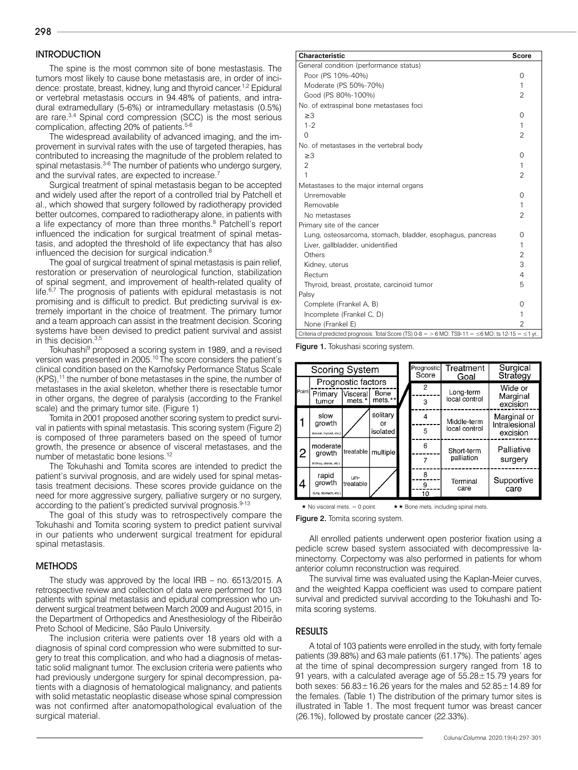## INTRODUCTION

The spine is the most common site of bone metastasis. The tumors most likely to cause bone metastasis are, in order of incidence: prostate, breast, kidney, lung and thyroid cancer.[1,2] Epidural or vertebral metastasis occurs in 94.48% of patients, and intradural extramedullary (5-6%) or intramedullary metastasis (0.5%) are rare.[3,4] Spinal cord compression (SCC) is the most serious complication, affecting 20% of patients.[5-6]

The widespread availability of advanced imaging, and the improvement in survival rates with the use of targeted therapies, has contributed to increasing the magnitude of the problem related to spinal metastasis.[3-6] The number of patients who undergo surgery, and the survival rates, are expected to increase.[7]

Surgical treatment of spinal metastasis began to be accepted and widely used after the report of a controlled trial by Patchell et al., which showed that surgery followed by radiotherapy provided better outcomes, compared to radiotherapy alone, in patients with a life expectancy of more than three months.[8] Patchell's report influenced the indication for surgical treatment of spinal metastasis, and adopted the threshold of life expectancy that has also influenced the decision for surgical indication.[8]

The goal of surgical treatment of spinal metastasis is pain relief, restoration or preservation of neurological function, stabilization of spinal segment, and improvement of health-related quality of life.[6,7] The prognosis of patients with epidural metastasis is not promising and is difficult to predict. But predicting survival is extremely important in the choice of treatment. The primary tumor and a team approach can assist in the treatment decision. Scoring systems have been devised to predict patient survival and assist in this decision.[3,5]

Tokuhashi[9] proposed a scoring system in 1989, and a revised version was presented in 2005.[10] The score considers the patient's clinical condition based on the Karnofsky Performance Status Scale (KPS),[11] the number of bone metastases in the spine, the number of metastases in the axial skeleton, whether there is resectable tumor in other organs, the degree of paralysis (according to the Frankel scale) and the primary tumor site. (Figure 1)

Tomita in 2001 proposed another scoring system to predict survival in patients with spinal metastasis. This scoring system (Figure 2) is composed of three parameters based on the speed of tumor growth, the presence or absence of visceral metastases, and the number of metastatic bone lesions.[12]

The Tokuhashi and Tomita scores are intended to predict the patient's survival prognosis, and are widely used for spinal metastasis treatment decisions. These scores provide guidance on the need for more aggressive surgery, palliative surgery or no surgery, according to the patient's predicted survival prognosis.[9-13]

The goal of this study was to retrospectively compare the Tokuhashi and Tomita scoring system to predict patient survival in our patients who underwent surgical treatment for epidural spinal metastasis.

## METHODS

The study was approved by the local IRB – no. 6513/2015. A retrospective review and collection of data were performed for 103 patients with spinal metastasis and epidural compression who underwent surgical treatment between March 2009 and August 2015, in the Department of Orthopedics and Anesthesiology of the Ribeirão Preto School of Medicine, São Paulo University.

The inclusion criteria were patients over 18 years old with a diagnosis of spinal cord compression who were submitted to surgery to treat this complication, and who had a diagnosis of metastatic solid malignant tumor. The exclusion criteria were patients who had previously undergone surgery for spinal decompression, patients with a diagnosis of hematological malignancy, and patients with solid metastatic neoplastic disease whose spinal compression was not confirmed after anatomopathological evaluation of the surgical material.

| Characteristic | Score |
|---|---|
| General condition (performance status) | |
| Poor (PS 10%-40%) | 0 |
| Moderate (PS 50%-70%) | 1 |
| Good (PS 80%-100%) | 2 |
| No. of extraspinal bone metastases foci | |
| ≥3 | 0 |
| 1-2 | 1 |
| 0 | 2 |
| No. of metastases in the vertebral body | |
| ≥3 | 0 |
| 2 | 1 |
| 1 | 2 |
| Metastases to the major internal organs | |
| Unremovable | 0 |
| Removable | 1 |
| No metastases | 2 |
| Primary site of the cancer | |
| Lung, osteosarcoma, stomach, bladder, esophagus, pancreas | 0 |
| Liver, gallbladder, unidentified | 1 |
| Others | 2 |
| Kidney, uterus | 3 |
| Rectum | 4 |
| Thyroid, breast, prostate, carcinoid tumor | 5 |
| Palsy | |
| Complete (Frankel A, B) | 0 |
| Incomplete (Frankel C, D) | 1 |
| None (Frankel E) | 2 |
| Criteria of predicted prognosis: Total Score (TS) 0-8 = > 6 MO: TS9-11 = ≤6 MO; ts 12-15 = ≤1 yr.. | |

**Figure 1.** Tokushasi scoring system.

| Scoring System | | | | Prognostic Score | Treatment Goal | Surgical Strategy |
|---|---|---|---|---|---|---|
| Point | Primary tumor | Visceral mets.* | Bone mets.** | | | |
| 1 | slow growth (breast, thyroid, etc.) | | solitary or isolated | 2 / 3 | Long-term local control | Wide or Marginal excision |
| 2 | moderate growth (kidney, uterus, etc.) | treatable | multiple | 4 / 5 | Middle-term local control | Marginal or Intralesional excision |
| 4 | rapid growth (lung, stomach, etc.) | un-treatable | | 6 / 7 | Short-term palliation | Palliative surgery |
| | | | | 8 / 9 / 10 | Terminal care | Supportive care |

★ No visceral mets. = 0 point. ★★ Bone mets. including spinal mets.

**Figure 2.** Tomita scoring system.

All enrolled patients underwent open posterior fixation using a pedicle screw based system associated with decompressive laminectomy. Corpectomy was also performed in patients for whom anterior column reconstruction was required.

The survival time was evaluated using the Kaplan-Meier curves, and the weighted Kappa coefficient was used to compare patient survival and predicted survival according to the Tokuhashi and Tomita scoring systems.

## RESULTS

A total of 103 patients were enrolled in the study, with forty female patients (39.88%) and 63 male patients (61.17%). The patients' ages at the time of spinal decompression surgery ranged from 18 to 91 years, with a calculated average age of 55.28±15.79 years for both sexes: 56.83±16.26 years for the males and 52.85±14.89 for the females. (Table 1) The distribution of the primary tumor sites is illustrated in Table 1. The most frequent tumor was breast cancer (26.1%), followed by prostate cancer (22.33%).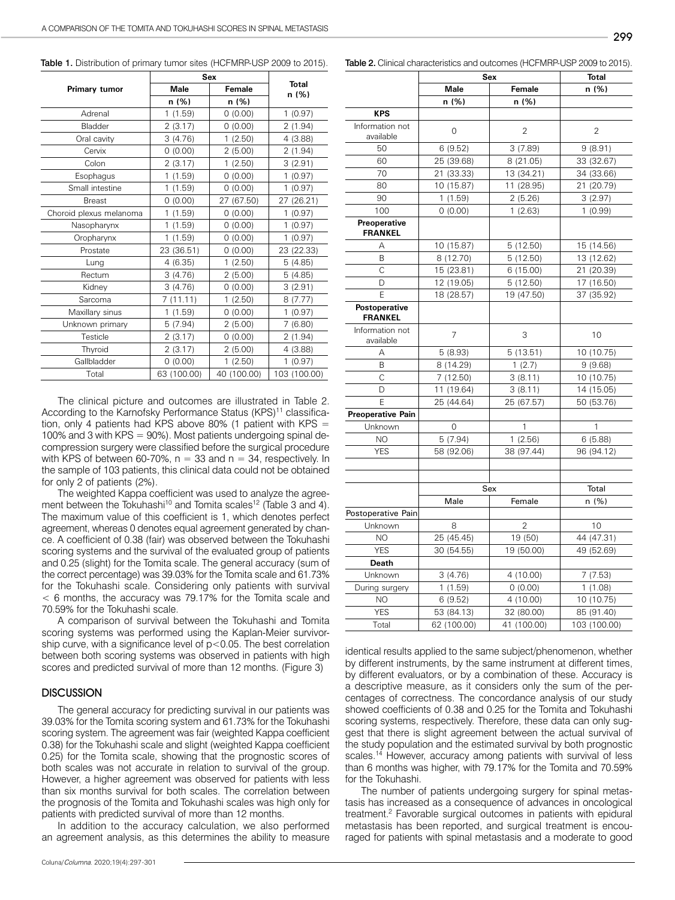Table 1. Distribution of primary tumor sites (HCFMRP-USP 2009 to 2015).

| Primary tumor | Sex | | Total |
|---|---|---|---|
| | Male | Female | n (%) |
| | n (%) | n (%) | |
| Adrenal | 1 (1.59) | 0 (0.00) | 1 (0.97) |
| Bladder | 2 (3.17) | 0 (0.00) | 2 (1.94) |
| Oral cavity | 3 (4.76) | 1 (2.50) | 4 (3.88) |
| Cervix | 0 (0.00) | 2 (5.00) | 2 (1.94) |
| Colon | 2 (3.17) | 1 (2.50) | 3 (2.91) |
| Esophagus | 1 (1.59) | 0 (0.00) | 1 (0.97) |
| Small intestine | 1 (1.59) | 0 (0.00) | 1 (0.97) |
| Breast | 0 (0.00) | 27 (67.50) | 27 (26.21) |
| Choroid plexus melanoma | 1 (1.59) | 0 (0.00) | 1 (0.97) |
| Nasopharynx | 1 (1.59) | 0 (0.00) | 1 (0.97) |
| Oropharynx | 1 (1.59) | 0 (0.00) | 1 (0.97) |
| Prostate | 23 (36.51) | 0 (0.00) | 23 (22.33) |
| Lung | 4 (6.35) | 1 (2.50) | 5 (4.85) |
| Rectum | 3 (4.76) | 2 (5.00) | 5 (4.85) |
| Kidney | 3 (4.76) | 0 (0.00) | 3 (2.91) |
| Sarcoma | 7 (11.11) | 1 (2.50) | 8 (7.77) |
| Maxillary sinus | 1 (1.59) | 0 (0.00) | 1 (0.97) |
| Unknown primary | 5 (7.94) | 2 (5.00) | 7 (6.80) |
| Testicle | 2 (3.17) | 0 (0.00) | 2 (1.94) |
| Thyroid | 2 (3.17) | 2 (5.00) | 4 (3.88) |
| Gallbladder | 0 (0.00) | 1 (2.50) | 1 (0.97) |
| Total | 63 (100.00) | 40 (100.00) | 103 (100.00) |

The clinical picture and outcomes are illustrated in Table 2. According to the Karnofsky Performance Status (KPS)[11] classification, only 4 patients had KPS above 80% (1 patient with KPS = 100% and 3 with KPS = 90%). Most patients undergoing spinal decompression surgery were classified before the surgical procedure with KPS of between 60-70%, n = 33 and n = 34, respectively. In the sample of 103 patients, this clinical data could not be obtained for only 2 of patients (2%).

The weighted Kappa coefficient was used to analyze the agreement between the Tokuhashi[10] and Tomita scales[12] (Table 3 and 4). The maximum value of this coefficient is 1, which denotes perfect agreement, whereas 0 denotes equal agreement generated by chance. A coefficient of 0.38 (fair) was observed between the Tokuhashi scoring systems and the survival of the evaluated group of patients and 0.25 (slight) for the Tomita scale. The general accuracy (sum of the correct percentage) was 39.03% for the Tomita scale and 61.73% for the Tokuhashi scale. Considering only patients with survival $< 6$ months, the accuracy was 79.17% for the Tomita scale and 70.59% for the Tokuhashi scale.

A comparison of survival between the Tokuhashi and Tomita scoring systems was performed using the Kaplan-Meier survivorship curve, with a significance level of $p<0.05$. The best correlation between both scoring systems was observed in patients with high scores and predicted survival of more than 12 months. (Figure 3)

## DISCUSSION

The general accuracy for predicting survival in our patients was 39.03% for the Tomita scoring system and 61.73% for the Tokuhashi scoring system. The agreement was fair (weighted Kappa coefficient 0.38) for the Tokuhashi scale and slight (weighted Kappa coefficient 0.25) for the Tomita scale, showing that the prognostic scores of both scales was not accurate in relation to survival of the group. However, a higher agreement was observed for patients with less than six months survival for both scales. The correlation between the prognosis of the Tomita and Tokuhashi scales was high only for patients with predicted survival of more than 12 months.

In addition to the accuracy calculation, we also performed an agreement analysis, as this determines the ability to measure identical results applied to the same subject/phenomenon, whether by different instruments, by the same instrument at different times, by different evaluators, or by a combination of these. Accuracy is a descriptive measure, as it considers only the sum of the percentages of correctness. The concordance analysis of our study showed coefficients of 0.38 and 0.25 for the Tomita and Tokuhashi scoring systems, respectively. Therefore, these data can only suggest that there is slight agreement between the actual survival of the study population and the estimated survival by both prognostic scales.[14] However, accuracy among patients with survival of less than 6 months was higher, with 79.17% for the Tomita and 70.59% for the Tokuhashi.

The number of patients undergoing surgery for spinal metastasis has increased as a consequence of advances in oncological treatment.[2] Favorable surgical outcomes in patients with epidural metastasis has been reported, and surgical treatment is encouraged for patients with spinal metastasis and a moderate to good

Table 2. Clinical characteristics and outcomes (HCFMRP-USP 2009 to 2015).

| | Sex | | Total |
|---|---|---|---|
| | Male | Female | n (%) |
| | n (%) | n (%) | |
| **KPS** | | | |
| Information not available | 0 | 2 | 2 |
| 50 | 6 (9.52) | 3 (7.89) | 9 (8.91) |
| 60 | 25 (39.68) | 8 (21.05) | 33 (32.67) |
| 70 | 21 (33.33) | 13 (34.21) | 34 (33.66) |
| 80 | 10 (15.87) | 11 (28.95) | 21 (20.79) |
| 90 | 1 (1.59) | 2 (5.26) | 3 (2.97) |
| 100 | 0 (0.00) | 1 (2.63) | 1 (0.99) |
| **Preoperative FRANKEL** | | | |
| A | 10 (15.87) | 5 (12.50) | 15 (14.56) |
| B | 8 (12.70) | 5 (12.50) | 13 (12.62) |
| C | 15 (23.81) | 6 (15.00) | 21 (20.39) |
| D | 12 (19.05) | 5 (12.50) | 17 (16.50) |
| E | 18 (28.57) | 19 (47.50) | 37 (35.92) |
| **Postoperative FRANKEL** | | | |
| Information not available | 7 | 3 | 10 |
| A | 5 (8.93) | 5 (13.51) | 10 (10.75) |
| B | 8 (14.29) | 1 (2.7) | 9 (9.68) |
| C | 7 (12.50) | 3 (8.11) | 10 (10.75) |
| D | 11 (19.64) | 3 (8.11) | 14 (15.05) |
| E | 25 (44.64) | 25 (67.57) | 50 (53.76) |
| **Preoperative Pain** | | | |
| Unknown | 0 | 1 | 1 |
| NO | 5 (7.94) | 1 (2.56) | 6 (5.88) |
| YES | 58 (92.06) | 38 (97.44) | 96 (94.12) |
| | Sex | | Total |
| | Male | Female | n (%) |
| Postoperative Pain | | | |
| Unknown | 8 | 2 | 10 |
| NO | 25 (45.45) | 19 (50) | 44 (47.31) |
| YES | 30 (54.55) | 19 (50.00) | 49 (52.69) |
| **Death** | | | |
| Unknown | 3 (4.76) | 4 (10.00) | 7 (7.53) |
| During surgery | 1 (1.59) | 0 (0.00) | 1 (1.08) |
| NO | 6 (9.52) | 4 (10.00) | 10 (10.75) |
| YES | 53 (84.13) | 32 (80.00) | 85 (91.40) |
| Total | 62 (100.00) | 41 (100.00) | 103 (100.00) |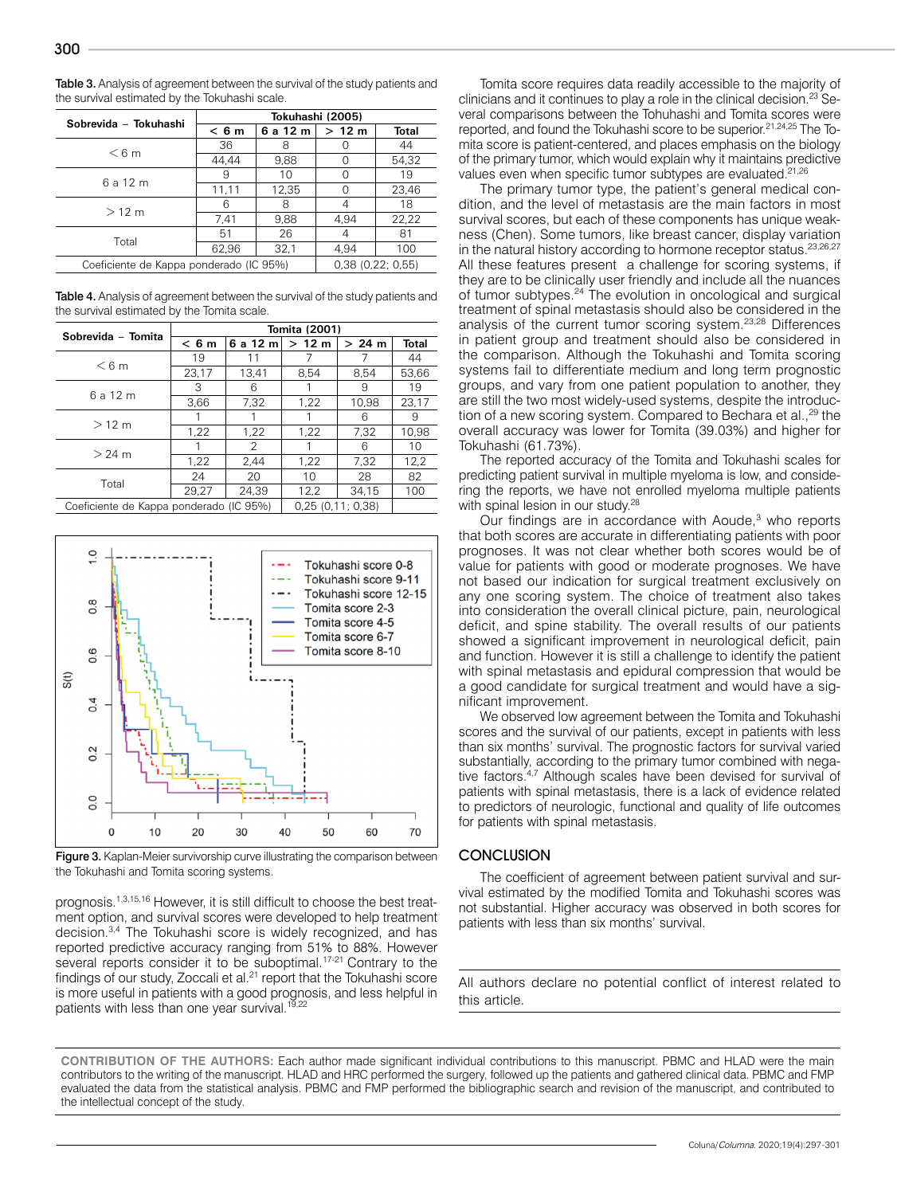**Table 3.** Analysis of agreement between the survival of the study patients and the survival estimated by the Tokuhashi scale.

| Sobrevida – Tokuhashi | Tokuhashi (2005) | | | |
|---|---|---|---|---|
| | < 6 m | 6 a 12 m | > 12 m | Total |
| < 6 m | 36 | 8 | 0 | 44 |
| | 44,44 | 9,88 | 0 | 54,32 |
| 6 a 12 m | 9 | 10 | 0 | 19 |
| | 11,11 | 12,35 | 0 | 23,46 |
| > 12 m | 6 | 8 | 4 | 18 |
| | 7,41 | 9,88 | 4,94 | 22,22 |
| Total | 51 | 26 | 4 | 81 |
| | 62,96 | 32,1 | 4,94 | 100 |
| Coeficiente de Kappa ponderado (IC 95%) | | 0,38 (0,22; 0,55) | | |

**Table 4.** Analysis of agreement between the survival of the study patients and the survival estimated by the Tomita scale.

| Sobrevida – Tomita | Tomita (2001) | | | | |
|---|---|---|---|---|---|
| | < 6 m | 6 a 12 m | > 12 m | > 24 m | Total |
| < 6 m | 19 | 11 | 7 | 7 | 44 |
| | 23,17 | 13,41 | 8,54 | 8,54 | 53,66 |
| 6 a 12 m | 3 | 6 | 1 | 9 | 19 |
| | 3,66 | 7,32 | 1,22 | 10,98 | 23,17 |
| > 12 m | 1 | 1 | 1 | 6 | 9 |
| | 1,22 | 1,22 | 1,22 | 7,32 | 10,98 |
| > 24 m | 1 | 2 | 1 | 6 | 10 |
| | 1,22 | 2,44 | 1,22 | 7,32 | 12,2 |
| Total | 24 | 20 | 10 | 28 | 82 |
| | 29,27 | 24,39 | 12,2 | 34,15 | 100 |
| Coeficiente de Kappa ponderado (IC 95%) | | 0,25 (0,11; 0,38) | | | |

**Figure 3.** Kaplan-Meier survivorship curve illustrating the comparison between the Tokuhashi and Tomita scoring systems.

prognosis.[1,3,15,16] However, it is still difficult to choose the best treatment option, and survival scores were developed to help treatment decision.[3,4] The Tokuhashi score is widely recognized, and has reported predictive accuracy ranging from 51% to 88%. However several reports consider it to be suboptimal.[17-21] Contrary to the findings of our study, Zoccali et al.[21] report that the Tokuhashi score is more useful in patients with a good prognosis, and less helpful in patients with less than one year survival.[19,22]

Tomita score requires data readily accessible to the majority of clinicians and it continues to play a role in the clinical decision.[23] Several comparisons between the Tohuhashi and Tomita scores were reported, and found the Tokuhashi score to be superior.[21,24,25] The Tomita score is patient-centered, and places emphasis on the biology of the primary tumor, which would explain why it maintains predictive values even when specific tumor subtypes are evaluated.[21,26]

The primary tumor type, the patient's general medical condition, and the level of metastasis are the main factors in most survival scores, but each of these components has unique weakness (Chen). Some tumors, like breast cancer, display variation in the natural history according to hormone receptor status.[23,26,27] All these features present a challenge for scoring systems, if they are to be clinically user friendly and include all the nuances of tumor subtypes.[24] The evolution in oncological and surgical treatment of spinal metastasis should also be considered in the analysis of the current tumor scoring system.[23,28] Differences in patient group and treatment should also be considered in the comparison. Although the Tokuhashi and Tomita scoring systems fail to differentiate medium and long term prognostic groups, and vary from one patient population to another, they are still the two most widely-used systems, despite the introduction of a new scoring system. Compared to Bechara et al.,[29] the overall accuracy was lower for Tomita (39.03%) and higher for Tokuhashi (61.73%).

The reported accuracy of the Tomita and Tokuhashi scales for predicting patient survival in multiple myeloma is low, and considering the reports, we have not enrolled myeloma multiple patients with spinal lesion in our study.[28]

Our findings are in accordance with Aoude,[3] who reports that both scores are accurate in differentiating patients with poor prognoses. It was not clear whether both scores would be of value for patients with good or moderate prognoses. We have not based our indication for surgical treatment exclusively on any one scoring system. The choice of treatment also takes into consideration the overall clinical picture, pain, neurological deficit, and spine stability. The overall results of our patients showed a significant improvement in neurological deficit, pain and function. However it is still a challenge to identify the patient with spinal metastasis and epidural compression that would be a good candidate for surgical treatment and would have a significant improvement.

We observed low agreement between the Tomita and Tokuhashi scores and the survival of our patients, except in patients with less than six months' survival. The prognostic factors for survival varied substantially, according to the primary tumor combined with negative factors.[4,7] Although scales have been devised for survival of patients with spinal metastasis, there is a lack of evidence related to predictors of neurologic, functional and quality of life outcomes for patients with spinal metastasis.

# CONCLUSION

The coefficient of agreement between patient survival and survival estimated by the modified Tomita and Tokuhashi scores was not substantial. Higher accuracy was observed in both scores for patients with less than six months' survival.

All authors declare no potential conflict of interest related to this article.

**CONTRIBUTION OF THE AUTHORS:** Each author made significant individual contributions to this manuscript. PBMC and HLAD were the main contributors to the writing of the manuscript. HLAD and HRC performed the surgery, followed up the patients and gathered clinical data. PBMC and FMP evaluated the data from the statistical analysis. PBMC and FMP performed the bibliographic search and revision of the manuscript, and contributed to the intellectual concept of the study.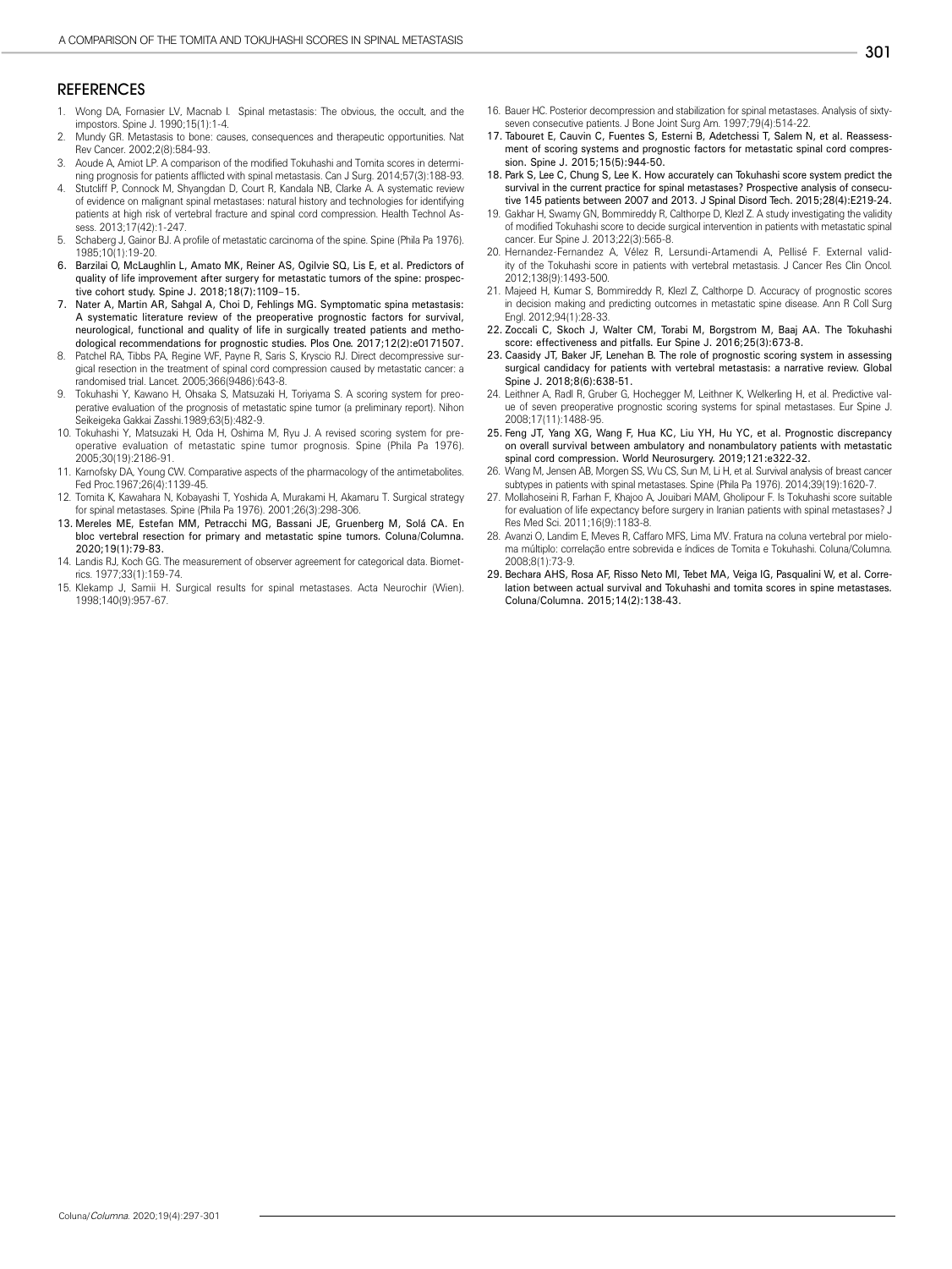## REFERENCES

1. Wong DA, Fornasier LV, Macnab I. Spinal metastasis: The obvious, the occult, and the impostors. Spine J. 1990;15(1):1-4.
2. Mundy GR. Metastasis to bone: causes, consequences and therapeutic opportunities. Nat Rev Cancer. 2002;2(8):584-93.
3. Aoude A, Amiot LP. A comparison of the modified Tokuhashi and Tomita scores in determining prognosis for patients afflicted with spinal metastasis. Can J Surg. 2014;57(3):188-93.
4. Stutcliff P, Connock M, Shyangdan D, Court R, Kandala NB, Clarke A. A systematic review of evidence on malignant spinal metastases: natural history and technologies for identifying patients at high risk of vertebral fracture and spinal cord compression. Health Technol Assess. 2013;17(42):1-247.
5. Schaberg J, Gainor BJ. A profile of metastatic carcinoma of the spine. Spine (Phila Pa 1976). 1985;10(1):19-20.
6. Barzilai O, McLaughlin L, Amato MK, Reiner AS, Ogilvie SQ, Lis E, et al. Predictors of quality of life improvement after surgery for metastatic tumors of the spine: prospective cohort study. Spine J. 2018;18(7):1109–15.
7. Nater A, Martin AR, Sahgal A, Choi D, Fehlings MG. Symptomatic spina metastasis: A systematic literature review of the preoperative prognostic factors for survival, neurological, functional and quality of life in surgically treated patients and methodological recommendations for prognostic studies. Plos One. 2017;12(2):e0171507.
8. Patchel RA, Tibbs PA, Regine WF, Payne R, Saris S, Kryscio RJ. Direct decompressive surgical resection in the treatment of spinal cord compression caused by metastatic cancer: a randomised trial. Lancet. 2005;366(9486):643-8.
9. Tokuhashi Y, Kawano H, Ohsaka S, Matsuzaki H, Toriyama S. A scoring system for preoperative evaluation of the prognosis of metastatic spine tumor (a preliminary report). Nihon Seikeigeka Gakkai Zasshi.1989;63(5):482-9.
10. Tokuhashi Y, Matsuzaki H, Oda H, Oshima M, Ryu J. A revised scoring system for preoperative evaluation of metastatic spine tumor prognosis. Spine (Phila Pa 1976). 2005;30(19):2186-91.
11. Karnofsky DA, Young CW. Comparative aspects of the pharmacology of the antimetabolites. Fed Proc.1967;26(4):1139-45.
12. Tomita K, Kawahara N, Kobayashi T, Yoshida A, Murakami H, Akamaru T. Surgical strategy for spinal metastases. Spine (Phila Pa 1976). 2001;26(3):298-306.
13. Mereles ME, Estefan MM, Petracchi MG, Bassani JE, Gruenberg M, Solá CA. En bloc vertebral resection for primary and metastatic spine tumors. Coluna/Columna. 2020;19(1):79-83.
14. Landis RJ, Koch GG. The measurement of observer agreement for categorical data. Biometrics. 1977;33(1):159-74.
15. Klekamp J, Samii H. Surgical results for spinal metastases. Acta Neurochir (Wien). 1998;140(9):957-67.
16. Bauer HC. Posterior decompression and stabilization for spinal metastases. Analysis of sixty-seven consecutive patients. J Bone Joint Surg Am. 1997;79(4):514-22.
17. Tabouret E, Cauvin C, Fuentes S, Esterni B, Adetchessi T, Salem N, et al. Reassessment of scoring systems and prognostic factors for metastatic spinal cord compression. Spine J. 2015;15(5):944-50.
18. Park S, Lee C, Chung S, Lee K. How accurately can Tokuhashi score system predict the survival in the current practice for spinal metastases? Prospective analysis of consecutive 145 patients between 2007 and 2013. J Spinal Disord Tech. 2015;28(4):E219-24.
19. Gakhar H, Swamy GN, Bommireddy R, Calthorpe D, Klezl Z. A study investigating the validity of modified Tokuhashi score to decide surgical intervention in patients with metastatic spinal cancer. Eur Spine J. 2013;22(3):565-8.
20. Hernandez-Fernandez A, Vélez R, Lersundi-Artamendi A, Pellisé F. External validity of the Tokuhashi score in patients with vertebral metastasis. J Cancer Res Clin Oncol. 2012;138(9):1493-500.
21. Majeed H, Kumar S, Bommireddy R, Klezl Z, Calthorpe D. Accuracy of prognostic scores in decision making and predicting outcomes in metastatic spine disease. Ann R Coll Surg Engl. 2012;94(1):28-33.
22. Zoccali C, Skoch J, Walter CM, Torabi M, Borgstrom M, Baaj AA. The Tokuhashi score: effectiveness and pitfalls. Eur Spine J. 2016;25(3):673-8.
23. Caasidy JT, Baker JF, Lenehan B. The role of prognostic scoring system in assessing surgical candidacy for patients with vertebral metastasis: a narrative review. Global Spine J. 2018;8(6):638-51.
24. Leithner A, Radl R, Gruber G, Hochegger M, Leithner K, Welkerling H, et al. Predictive value of seven preoperative prognostic scoring systems for spinal metastases. Eur Spine J. 2008;17(11):1488-95.
25. Feng JT, Yang XG, Wang F, Hua KC, Liu YH, Hu YC, et al. Prognostic discrepancy on overall survival between ambulatory and nonambulatory patients with metastatic spinal cord compression. World Neurosurgery. 2019;121:e322-32.
26. Wang M, Jensen AB, Morgen SS, Wu CS, Sun M, Li H, et al. Survival analysis of breast cancer subtypes in patients with spinal metastases. Spine (Phila Pa 1976). 2014;39(19):1620-7.
27. Mollahoseini R, Farhan F, Khajoo A, Jouibari MAM, Gholipour F. Is Tokuhashi score suitable for evaluation of life expectancy before surgery in Iranian patients with spinal metastases? J Res Med Sci. 2011;16(9):1183-8.
28. Avanzi O, Landim E, Meves R, Caffaro MFS, Lima MV. Fratura na coluna vertebral por mieloma múltiplo: correlação entre sobrevida e índices de Tomita e Tokuhashi. Coluna/Columna. 2008;8(1):73-9.
29. Bechara AHS, Rosa AF, Risso Neto MI, Tebet MA, Veiga IG, Pasqualini W, et al. Correlation between actual survival and Tokuhashi and tomita scores in spine metastases. Coluna/Columna. 2015;14(2):138-43.